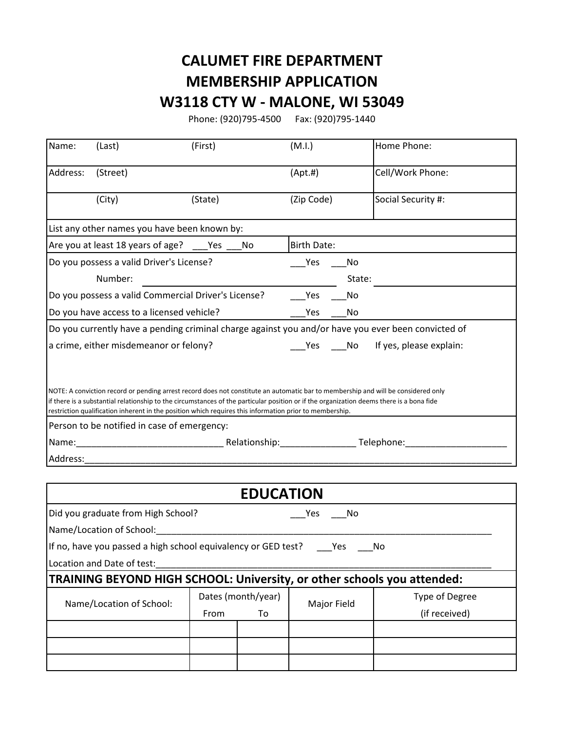# CALUMET FIRE DEPARTMENT
# MEMBERSHIP APPLICATION
# W3118 CTY W - MALONE, WI 53049

Phone: (920)795-4500 Fax: (920)795-1440

| Name: (Last) | (First) | (M.I.) | Home Phone: |
|---|---|---|---|
| Address: (Street) | | (Apt.#) | Cell/Work Phone: |
| (City) | (State) | (Zip Code) | Social Security #: |

List any other names you have been known by:

Are you at least 18 years of age? ___Yes ___No Birth Date:

Do you possess a valid Driver's License? ___Yes ___No

Number: ______________________________ State: ______________

Do you possess a valid Commercial Driver's License? ___Yes ___No

Do you have access to a licensed vehicle? ___Yes ___No

Do you currently have a pending criminal charge against you and/or have you ever been convicted of a crime, either misdemeanor or felony? ___Yes ___No If yes, please explain:

NOTE: A conviction record or pending arrest record does not constitute an automatic bar to membership and will be considered only if there is a substantial relationship to the circumstances of the particular position or if the organization deems there is a bona fide restriction qualification inherent in the position which requires this information prior to membership.

Person to be notified in case of emergency:

Name:_____________________________ Relationship:_______________ Telephone:____________________

Address:_____________________________________________________________________________________

## EDUCATION

Did you graduate from High School? ___Yes ___No

Name/Location of School:______________________________________________________________________

If no, have you passed a high school equivalency or GED test? ___Yes ___No

Location and Date of test:_____________________________________________________________________

### TRAINING BEYOND HIGH SCHOOL: University, or other schools you attended:

| Name/Location of School: | Dates (month/year) From | To | Major Field | Type of Degree (if received) |
|---|---|---|---|---|
| | | | | |
| | | | | |
| | | | | |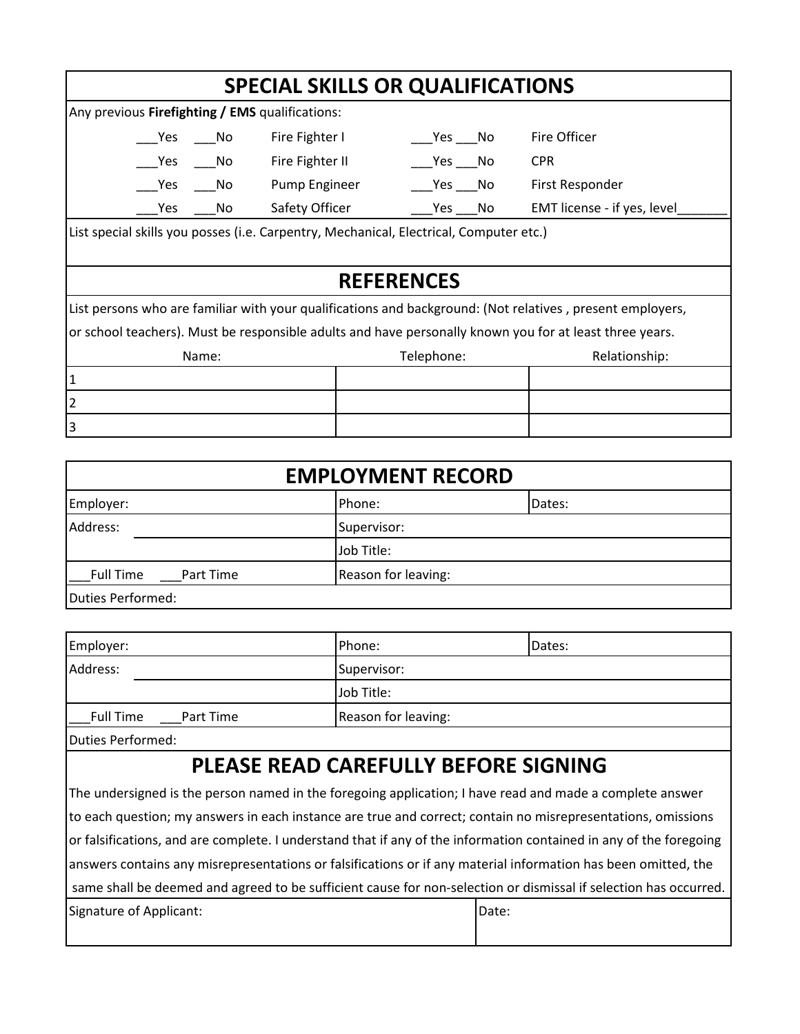## SPECIAL SKILLS OR QUALIFICATIONS

Any previous **Firefighting / EMS** qualifications:

| | | | |
|---|---|---|---|
| ___Yes ___No | Fire Fighter I | ___Yes ___No | Fire Officer |
| ___Yes ___No | Fire Fighter II | ___Yes ___No | CPR |
| ___Yes ___No | Pump Engineer | ___Yes ___No | First Responder |
| ___Yes ___No | Safety Officer | ___Yes ___No | EMT license - if yes, level_______ |

List special skills you posses (i.e. Carpentry, Mechanical, Electrical, Computer etc.)

## REFERENCES

List persons who are familiar with your qualifications and background: (Not relatives , present employers, or school teachers). Must be responsible adults and have personally known you for at least three years.

| Name: | Telephone: | Relationship: |
|---|---|---|
| 1 | | |
| 2 | | |
| 3 | | |

## EMPLOYMENT RECORD

| | | |
|---|---|---|
| Employer: | Phone: | Dates: |
| Address: | Supervisor: | |
| | Job Title: | |
| ___Full Time ___Part Time | Reason for leaving: | |
| Duties Performed: | | |

| | | |
|---|---|---|
| Employer: | Phone: | Dates: |
| Address: | Supervisor: | |
| | Job Title: | |
| ___Full Time ___Part Time | Reason for leaving: | |
| Duties Performed: | | |

## PLEASE READ CAREFULLY BEFORE SIGNING

The undersigned is the person named in the foregoing application; I have read and made a complete answer to each question; my answers in each instance are true and correct; contain no misrepresentations, omissions or falsifications, and are complete. I understand that if any of the information contained in any of the foregoing answers contains any misrepresentations or falsifications or if any material information has been omitted, the same shall be deemed and agreed to be sufficient cause for non-selection or dismissal if selection has occurred.

| | |
|---|---|
| Signature of Applicant: | Date: |